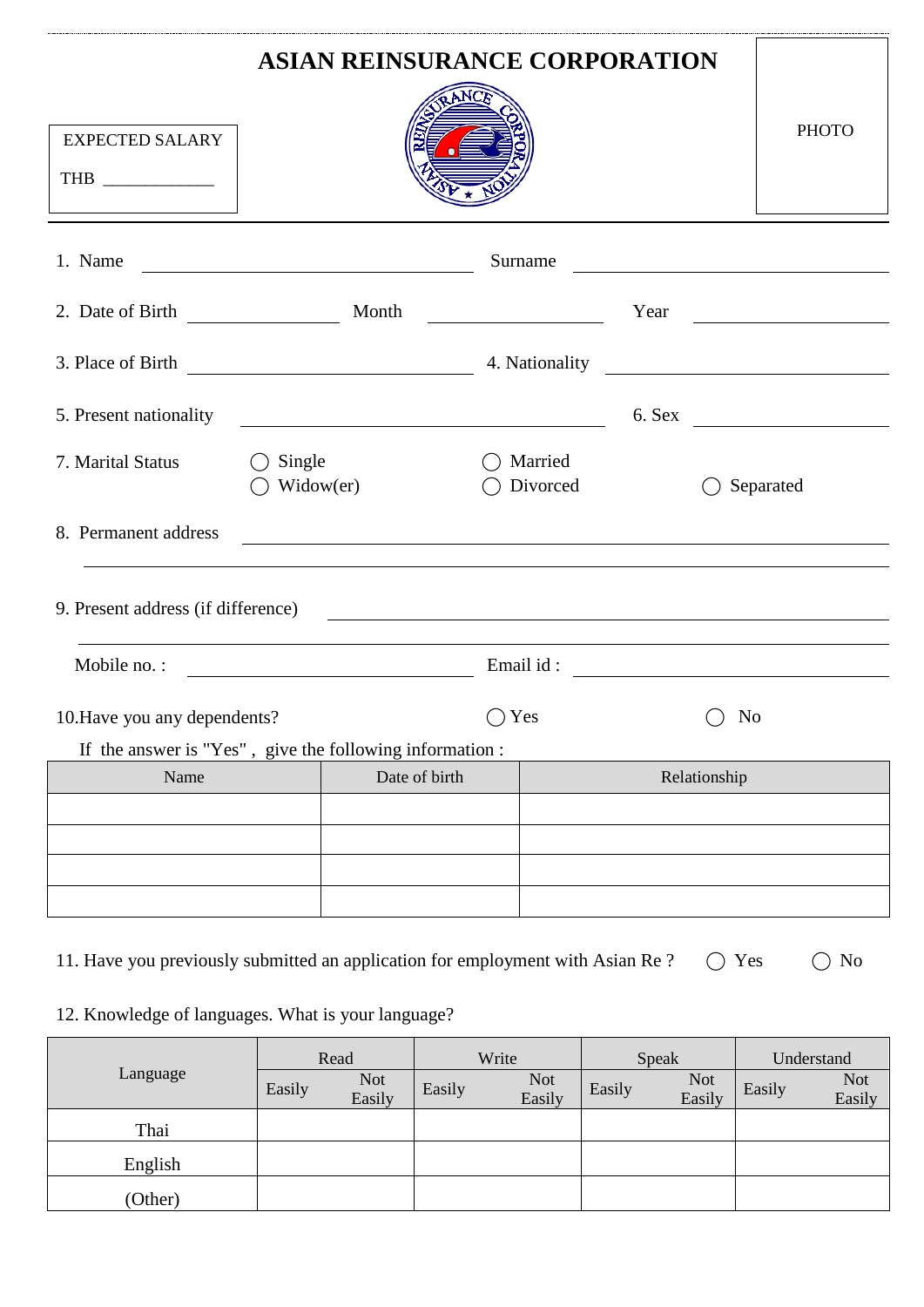# ASIAN REINSURANCE CORPORATION

EXPECTED SALARY

THB ____________

PHOTO

1. Name ______________________ Surname ______________________

2. Date of Birth ______________ Month ______________ Year ______________

3. Place of Birth ______________________ 4. Nationality ______________________

5. Present nationality ______________________ 6. Sex ______________

7. Marital Status

◯ Single ◯ Married

◯ Widow(er) ◯ Divorced ◯ Separated

8. Permanent address ________________________________________________

________________________________________________

9. Present address (if difference) ________________________________________________

________________________________________________

Mobile no. : ______________________ Email id : ______________________

10.Have you any dependents? ◯ Yes ◯ No

If the answer is "Yes" , give the following information :

| Name | Date of birth | Relationship |
|---|---|---|
| | | |
| | | |
| | | |
| | | |

11. Have you previously submitted an application for employment with Asian Re ? ◯ Yes ◯ No

12. Knowledge of languages. What is your language?

| Language | Read | | Write | | Speak | | Understand | |
|---|---|---|---|---|---|---|---|---|
| | Easily | Not Easily | Easily | Not Easily | Easily | Not Easily | Easily | Not Easily |
| Thai | | | | | | | | |
| English | | | | | | | | |
| (Other) | | | | | | | | |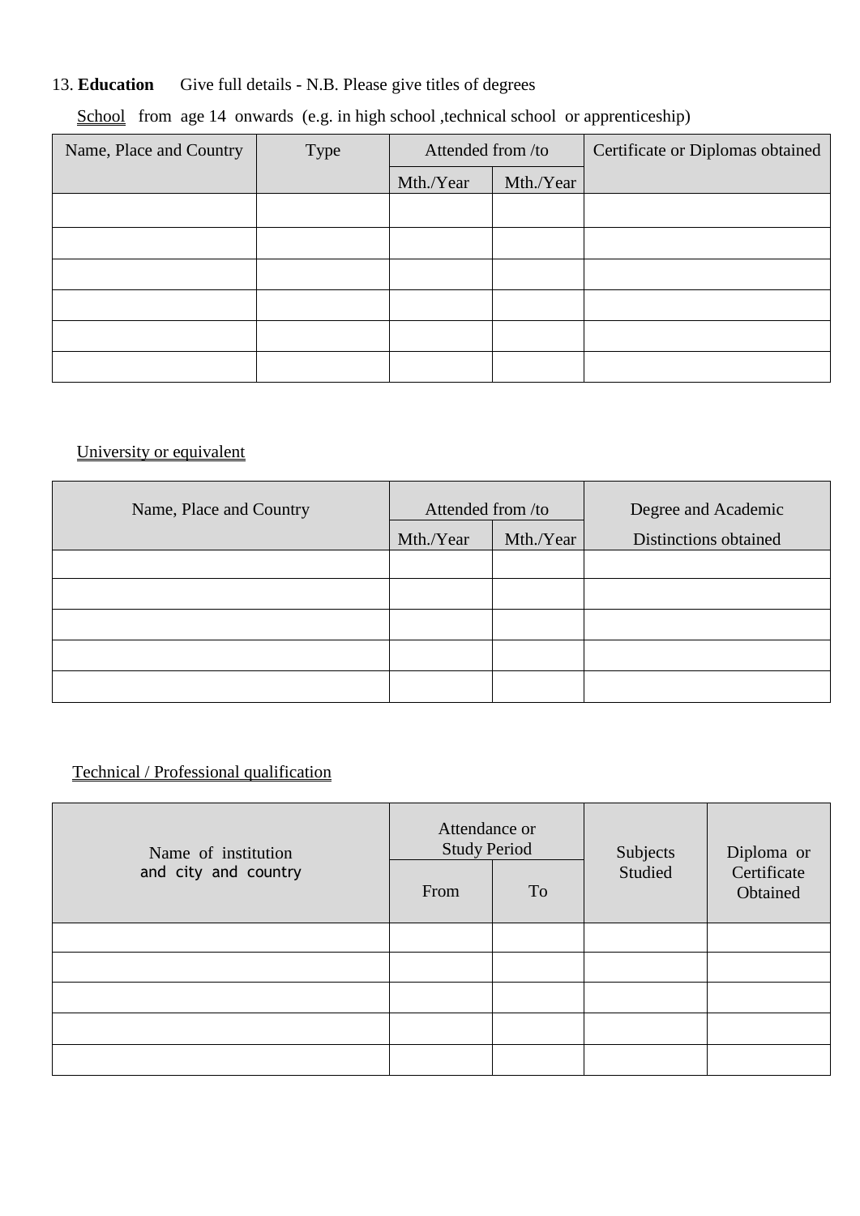13. **Education** Give full details - N.B. Please give titles of degrees

School from age 14 onwards (e.g. in high school ,technical school or apprenticeship)

| Name, Place and Country | Type | Attended from /to | | Certificate or Diplomas obtained |
|---|---|---|---|---|
| | | Mth./Year | Mth./Year | |
| | | | | |
| | | | | |
| | | | | |
| | | | | |
| | | | | |
| | | | | |

University or equivalent

| Name, Place and Country | Attended from /to | | Degree and Academic Distinctions obtained |
|---|---|---|---|
| | Mth./Year | Mth./Year | |
| | | | |
| | | | |
| | | | |
| | | | |
| | | | |

Technical / Professional qualification

| Name of institution and city and country | Attendance or Study Period | | Subjects Studied | Diploma or Certificate Obtained |
|---|---|---|---|---|
| | From | To | | |
| | | | | |
| | | | | |
| | | | | |
| | | | | |
| | | | | |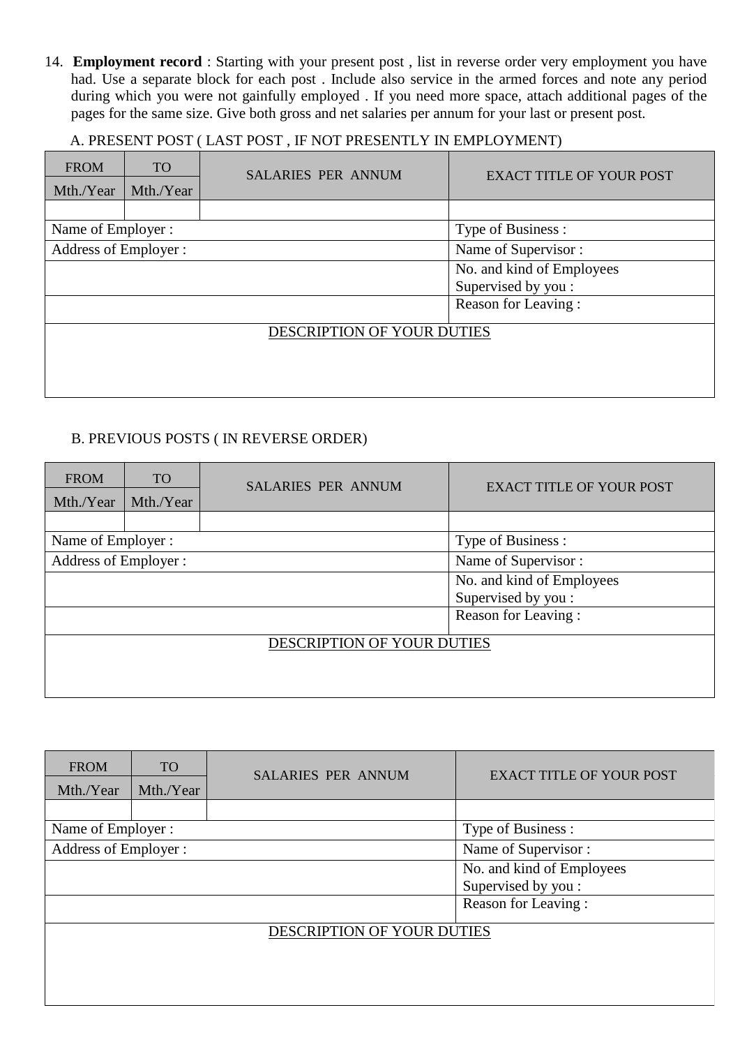14. **Employment record** : Starting with your present post , list in reverse order very employment you have had. Use a separate block for each post . Include also service in the armed forces and note any period during which you were not gainfully employed . If you need more space, attach additional pages of the pages for the same size. Give both gross and net salaries per annum for your last or present post.

A. PRESENT POST ( LAST POST , IF NOT PRESENTLY IN EMPLOYMENT)

| FROM Mth./Year | TO Mth./Year | SALARIES PER ANNUM | EXACT TITLE OF YOUR POST |
|---|---|---|---|
| | | | |
| Name of Employer : | | | Type of Business : |
| Address of Employer : | | | Name of Supervisor : |
| | | | No. and kind of Employees Supervised by you : |
| | | | Reason for Leaving : |
| DESCRIPTION OF YOUR DUTIES | | | |
| | | | |

B. PREVIOUS POSTS ( IN REVERSE ORDER)

| FROM Mth./Year | TO Mth./Year | SALARIES PER ANNUM | EXACT TITLE OF YOUR POST |
|---|---|---|---|
| | | | |
| Name of Employer : | | | Type of Business : |
| Address of Employer : | | | Name of Supervisor : |
| | | | No. and kind of Employees Supervised by you : |
| | | | Reason for Leaving : |
| DESCRIPTION OF YOUR DUTIES | | | |
| | | | |

| FROM Mth./Year | TO Mth./Year | SALARIES PER ANNUM | EXACT TITLE OF YOUR POST |
|---|---|---|---|
| | | | |
| Name of Employer : | | | Type of Business : |
| Address of Employer : | | | Name of Supervisor : |
| | | | No. and kind of Employees Supervised by you : |
| | | | Reason for Leaving : |
| DESCRIPTION OF YOUR DUTIES | | | |
| | | | |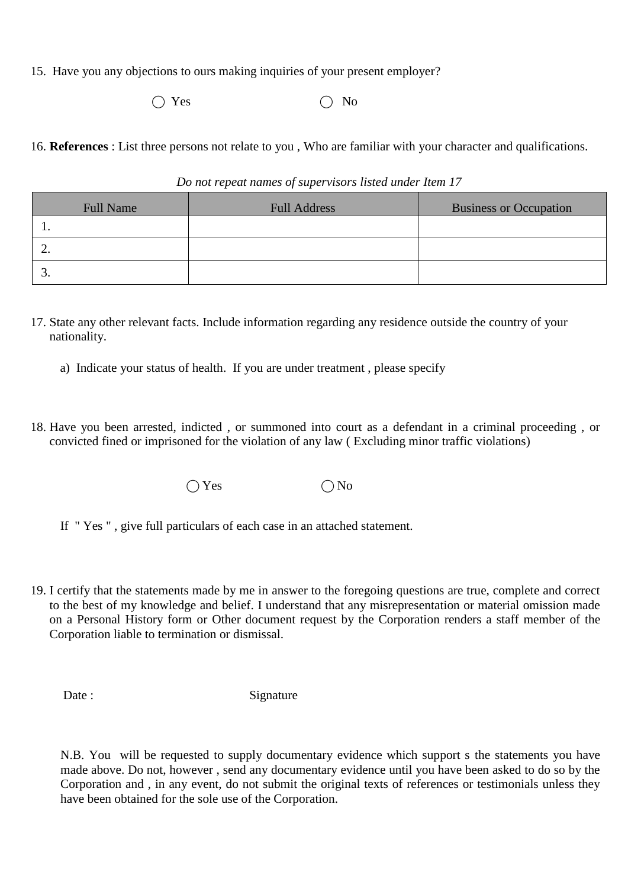15. Have you any objections to ours making inquiries of your present employer?

◯ Yes ◯ No

16. **References** : List three persons not relate to you , Who are familiar with your character and qualifications.

*Do not repeat names of supervisors listed under Item 17*

| Full Name | Full Address | Business or Occupation |
| --- | --- | --- |
| 1. | | |
| 2. | | |
| 3. | | |

17. State any other relevant facts. Include information regarding any residence outside the country of your nationality.

    a) Indicate your status of health. If you are under treatment , please specify

18. Have you been arrested, indicted , or summoned into court as a defendant in a criminal proceeding , or convicted fined or imprisoned for the violation of any law ( Excluding minor traffic violations)

◯ Yes ◯ No

If " Yes " , give full particulars of each case in an attached statement.

19. I certify that the statements made by me in answer to the foregoing questions are true, complete and correct to the best of my knowledge and belief. I understand that any misrepresentation or material omission made on a Personal History form or Other document request by the Corporation renders a staff member of the Corporation liable to termination or dismissal.

Date : Signature

N.B. You will be requested to supply documentary evidence which support s the statements you have made above. Do not, however , send any documentary evidence until you have been asked to do so by the Corporation and , in any event, do not submit the original texts of references or testimonials unless they have been obtained for the sole use of the Corporation.